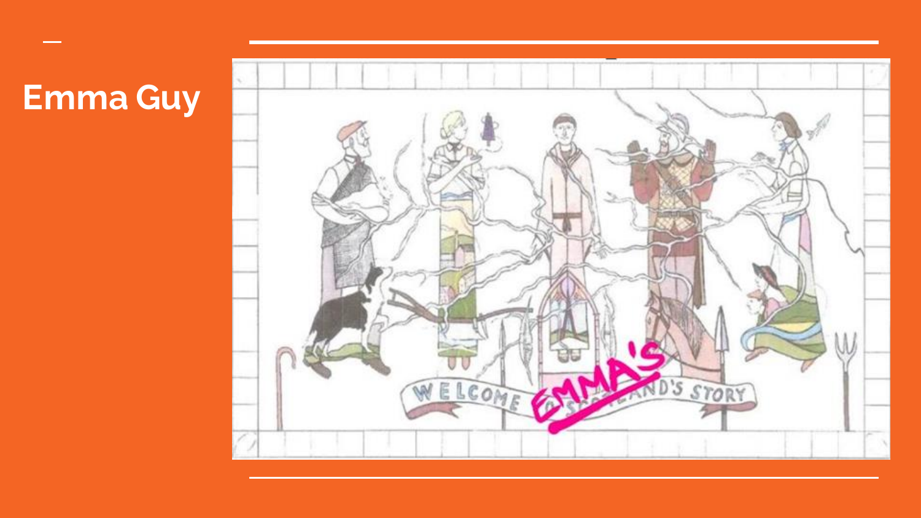# Emma Guy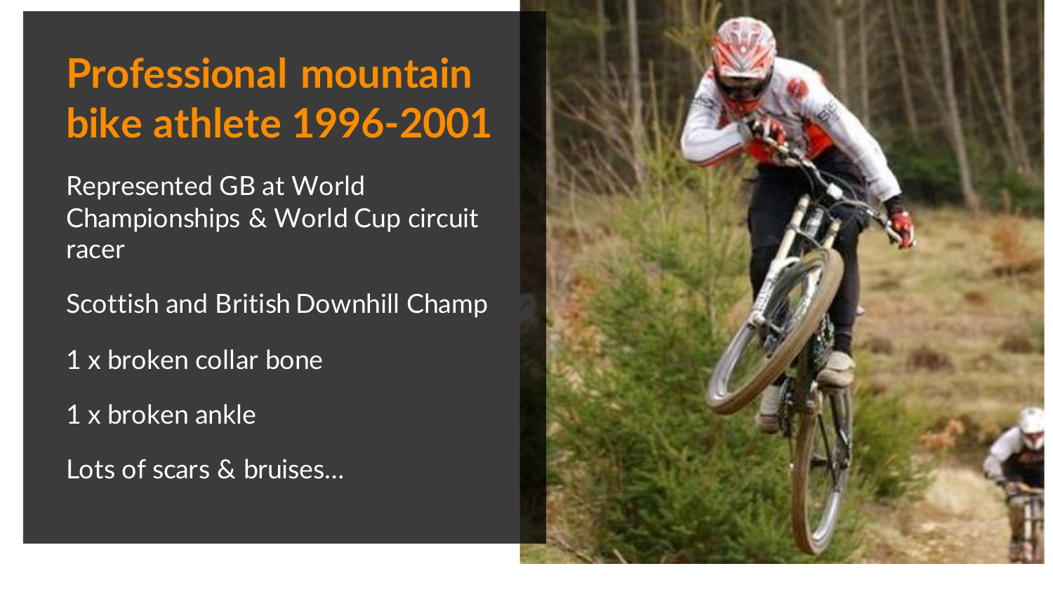# Professional mountain bike athlete 1996-2001

Represented GB at World Championships & World Cup circuit racer

Scottish and British Downhill Champ

1 x broken collar bone

1 x broken ankle

Lots of scars & bruises…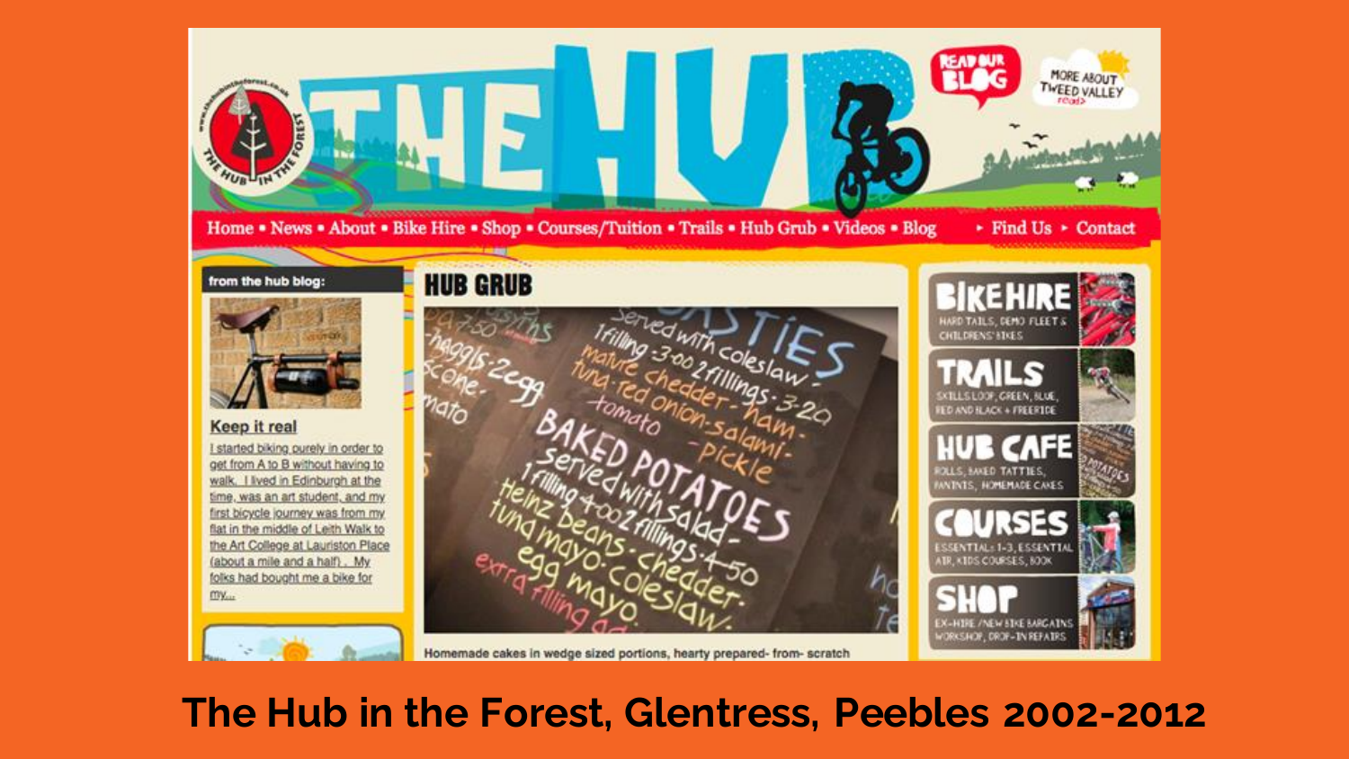Home • News • About • Bike Hire • Shop • Courses/Tuition • Trails • Hub Grub • Videos • Blog ▸ Find Us ▸ Contact

**from the hub blog:**

**Keep it real**

I started biking purely in order to get from A to B without having to walk. I lived in Edinburgh at the time, was an art student, and my first bicycle journey was from my flat in the middle of Leith Walk to the Art College at Lauriston Place (about a mile and a half). My folks had bought me a bike for my...

## HUB GRUB

Homemade cakes in wedge sized portions, hearty prepared- from- scratch

**BIKE HIRE** HARD TAILS, DEMO FLEET & CHILDRENS' BIKES

**TRAILS** SKILLS LOOP, GREEN, BLUE, RED AND BLACK + FREERIDE

**HUB CAFE** ROLLS, BAKED TATTIES, PANINIS, HOMEMADE CAKES

**COURSES** ESSENTIALS 1-3, ESSENTIAL AIR, KIDS COURSES, BOOK

**SHOP** EX-HIRE / NEW BIKE BARGAINS WORKSHOP, DROP-IN REPAIRS

**The Hub in the Forest, Glentress, Peebles 2002-2012**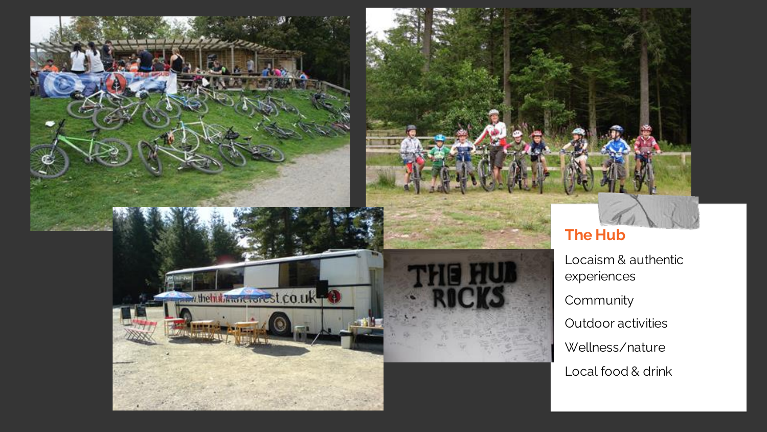## The Hub

Locaism & authentic experiences

Community

Outdoor activities

Wellness/nature

Local food & drink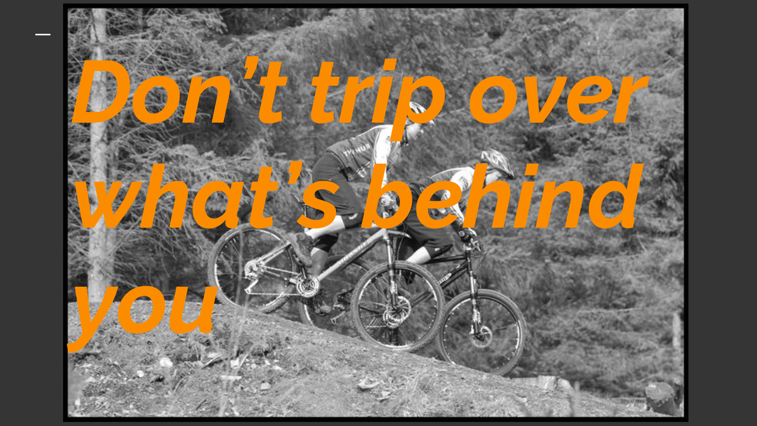*Don’t trip over what’s behind you*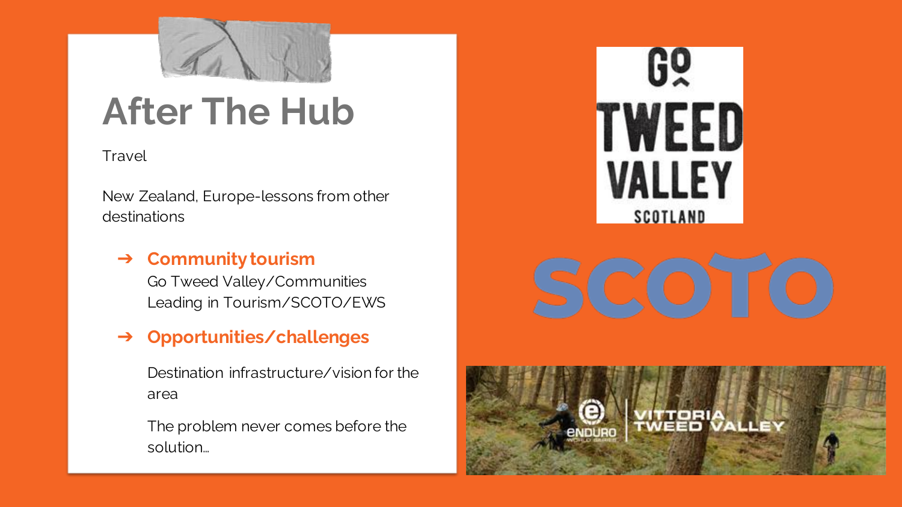# After The Hub

Travel

New Zealand, Europe-lessons from other destinations

- **Community tourism**
  Go Tweed Valley/Communities Leading in Tourism/SCOTO/EWS
- **Opportunities/challenges**

  Destination infrastructure/vision for the area

  The problem never comes before the solution…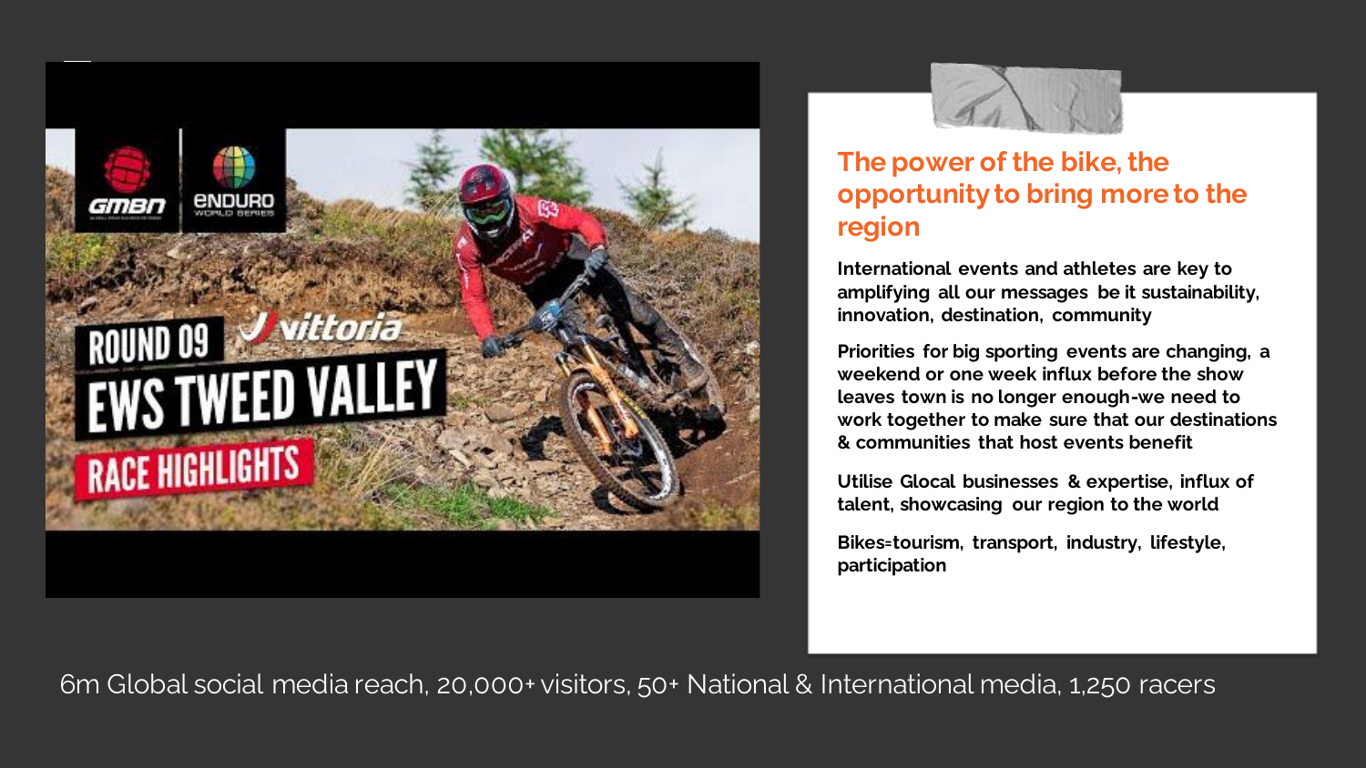## The power of the bike, the opportunity to bring more to the region

International events and athletes are key to amplifying all our messages be it sustainability, innovation, destination, community

Priorities for big sporting events are changing, a weekend or one week influx before the show leaves town is no longer enough-we need to work together to make sure that our destinations & communities that host events benefit

Utilise Glocal businesses & expertise, influx of talent, showcasing our region to the world

Bikes=tourism, transport, industry, lifestyle, participation

6m Global social media reach, 20,000+ visitors, 50+ National & International media, 1,250 racers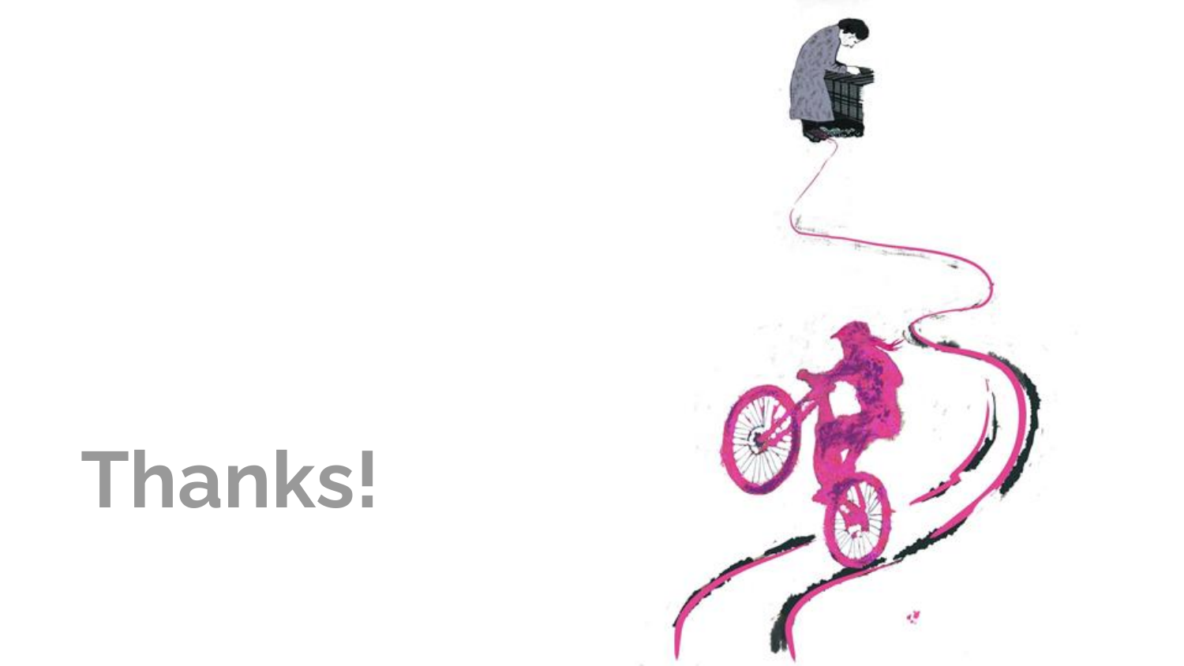# Thanks!